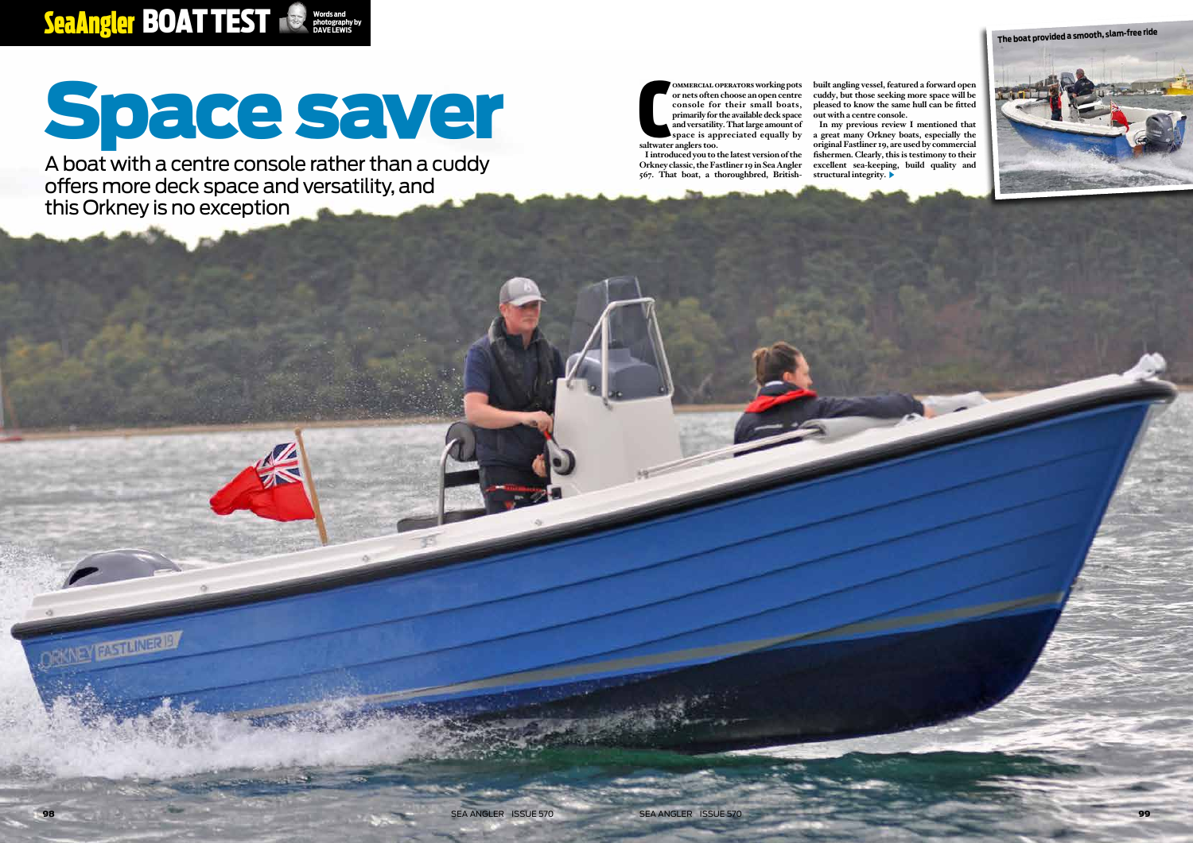# Space saver

A boat with a centre console rather than a cuddy offers more deck space and versatility, and this Orkney is no exception

Words and photography by DAVE LEWIS

Commercial operators working pots or nets often choose an open centre console for their small boats, primarily for the available deck space and versatility. That large amount of space is appreciated equally by saltwater anglers too.

I introduced you to the latest version of the Orkney classic, the Fastliner 19 in Sea Angler 567. That boat, a thoroughbred, British-built angling vessel, featured a forward open cuddy, but those seeking more space will be pleased to know the same hull can be fitted out with a centre console.

In my previous review I mentioned that a great many Orkney boats, especially the original Fastliner 19, are used by commercial fishermen. Clearly, this is testimony to their excellent sea-keeping, build quality and structural integrity.

The boat provided a smooth, slam-free ride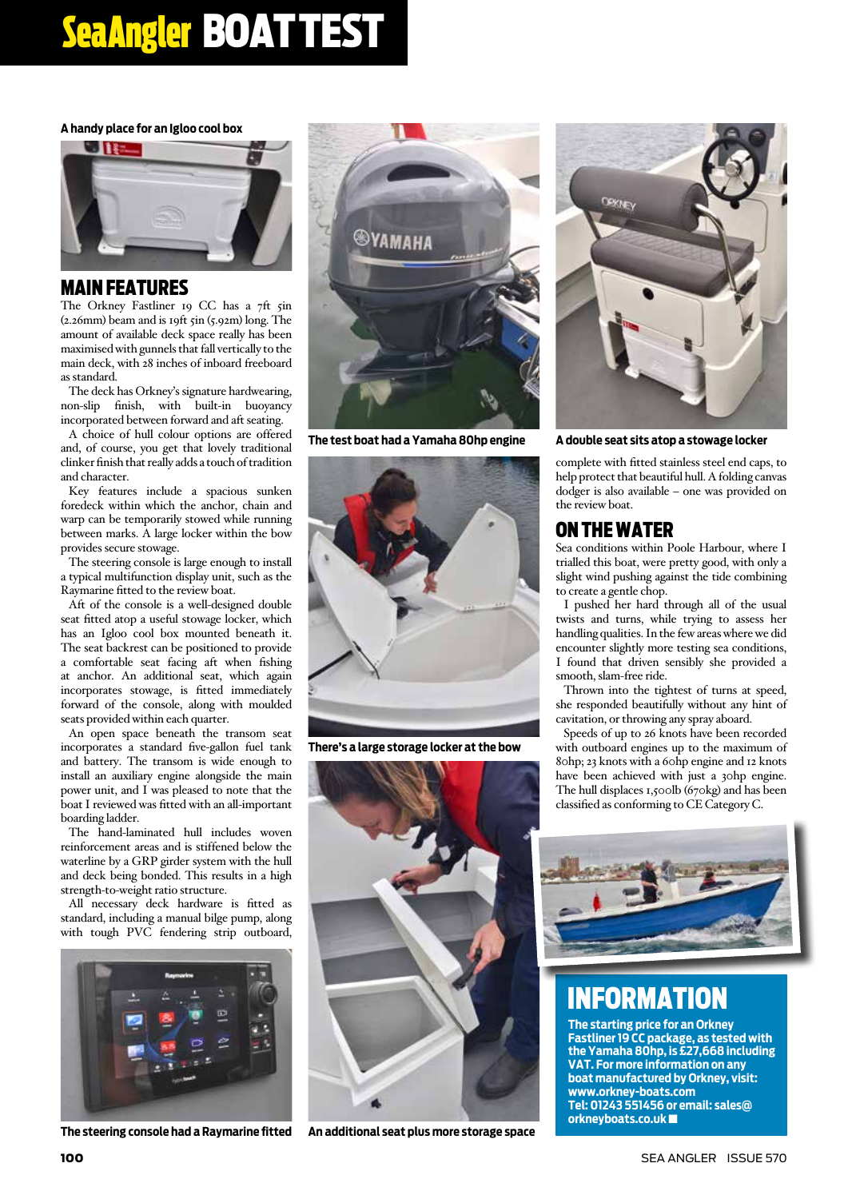A handy place for an Igloo cool box

## MAIN FEATURES

The Orkney Fastliner 19 CC has a 7ft 5in (2.26mm) beam and is 19ft 5in (5.92m) long. The amount of available deck space really has been maximised with gunnels that fall vertically to the main deck, with 28 inches of inboard freeboard as standard.

The deck has Orkney's signature hardwearing, non-slip finish, with built-in buoyancy incorporated between forward and aft seating.

A choice of hull colour options are offered and, of course, you get that lovely traditional clinker finish that really adds a touch of tradition and character.

Key features include a spacious sunken foredeck within which the anchor, chain and warp can be temporarily stowed while running between marks. A large locker within the bow provides secure stowage.

The steering console is large enough to install a typical multifunction display unit, such as the Raymarine fitted to the review boat.

Aft of the console is a well-designed double seat fitted atop a useful stowage locker, which has an Igloo cool box mounted beneath it. The seat backrest can be positioned to provide a comfortable seat facing aft when fishing at anchor. An additional seat, which again incorporates stowage, is fitted immediately forward of the console, along with moulded seats provided within each quarter.

An open space beneath the transom seat incorporates a standard five-gallon fuel tank and battery. The transom is wide enough to install an auxiliary engine alongside the main power unit, and I was pleased to note that the boat I reviewed was fitted with an all-important boarding ladder.

The hand-laminated hull includes woven reinforcement areas and is stiffened below the waterline by a GRP girder system with the hull and deck being bonded. This results in a high strength-to-weight ratio structure.

All necessary deck hardware is fitted as standard, including a manual bilge pump, along with tough PVC fendering strip outboard, complete with fitted stainless steel end caps, to help protect that beautiful hull. A folding canvas dodger is also available – one was provided on the review boat.

The steering console had a Raymarine fitted

The test boat had a Yamaha 80hp engine

There's a large storage locker at the bow

An additional seat plus more storage space

A double seat sits atop a stowage locker

## ON THE WATER

Sea conditions within Poole Harbour, where I trialled this boat, were pretty good, with only a slight wind pushing against the tide combining to create a gentle chop.

I pushed her hard through all of the usual twists and turns, while trying to assess her handling qualities. In the few areas where we did encounter slightly more testing sea conditions, I found that driven sensibly she provided a smooth, slam-free ride.

Thrown into the tightest of turns at speed, she responded beautifully without any hint of cavitation, or throwing any spray aboard.

Speeds of up to 26 knots have been recorded with outboard engines up to the maximum of 80hp; 23 knots with a 60hp engine and 12 knots have been achieved with just a 30hp engine. The hull displaces 1,500lb (670kg) and has been classified as conforming to CE Category C.

## INFORMATION

**The starting price for an Orkney Fastliner 19 CC package, as tested with the Yamaha 80hp, is £27,668 including VAT. For more information on any boat manufactured by Orkney, visit: www.orkney-boats.com Tel: 01243 551456 or email: sales@orkneyboats.co.uk ■**